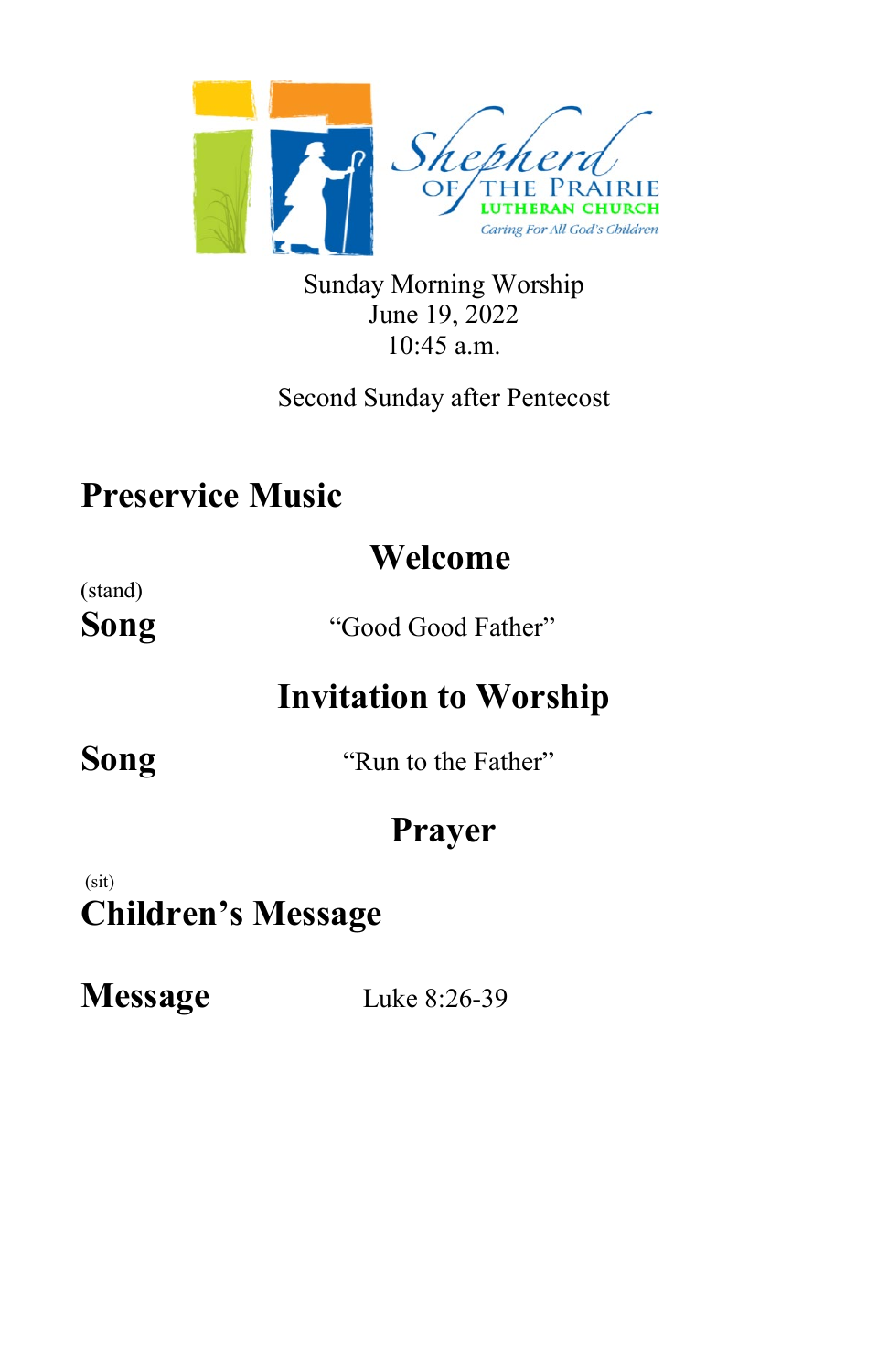Shepherd of the Prairie Lutheran Church

Caring For All God's Children

Sunday Morning Worship
June 19, 2022
10:45 a.m.

Second Sunday after Pentecost

## Preservice Music

## Welcome

(stand)

**Song** "Good Good Father"

## Invitation to Worship

**Song** "Run to the Father"

## Prayer

(sit)

## Children's Message

**Message** Luke 8:26-39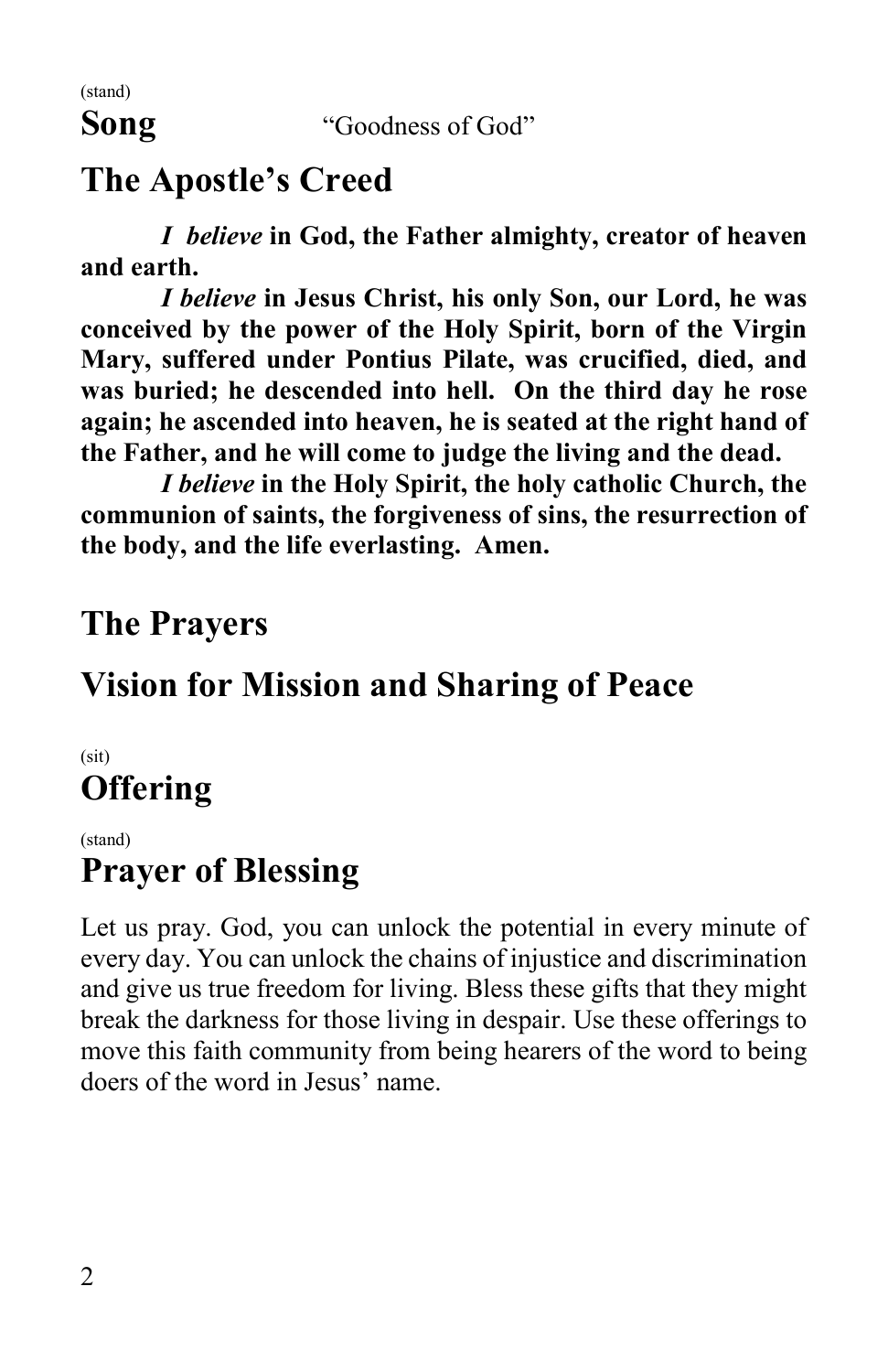(stand)

## Song “Goodness of God”

## The Apostle’s Creed

***I believe* in God, the Father almighty, creator of heaven and earth.**

***I believe* in Jesus Christ, his only Son, our Lord, he was conceived by the power of the Holy Spirit, born of the Virgin Mary, suffered under Pontius Pilate, was crucified, died, and was buried; he descended into hell. On the third day he rose again; he ascended into heaven, he is seated at the right hand of the Father, and he will come to judge the living and the dead.**

***I believe* in the Holy Spirit, the holy catholic Church, the communion of saints, the forgiveness of sins, the resurrection of the body, and the life everlasting. Amen.**

## The Prayers

## Vision for Mission and Sharing of Peace

(sit)

## Offering

(stand)

## Prayer of Blessing

Let us pray. God, you can unlock the potential in every minute of every day. You can unlock the chains of injustice and discrimination and give us true freedom for living. Bless these gifts that they might break the darkness for those living in despair. Use these offerings to move this faith community from being hearers of the word to being doers of the word in Jesus’ name.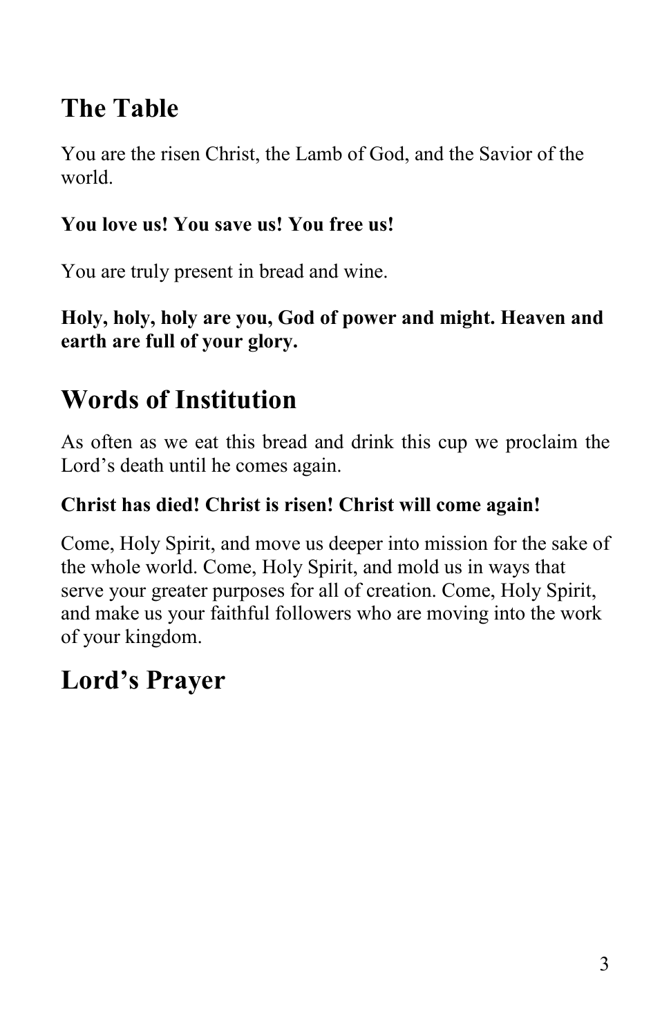## The Table

You are the risen Christ, the Lamb of God, and the Savior of the world.

**You love us! You save us! You free us!**

You are truly present in bread and wine.

**Holy, holy, holy are you, God of power and might. Heaven and earth are full of your glory.**

## Words of Institution

As often as we eat this bread and drink this cup we proclaim the Lord's death until he comes again.

**Christ has died! Christ is risen! Christ will come again!**

Come, Holy Spirit, and move us deeper into mission for the sake of the whole world. Come, Holy Spirit, and mold us in ways that serve your greater purposes for all of creation. Come, Holy Spirit, and make us your faithful followers who are moving into the work of your kingdom.

## Lord's Prayer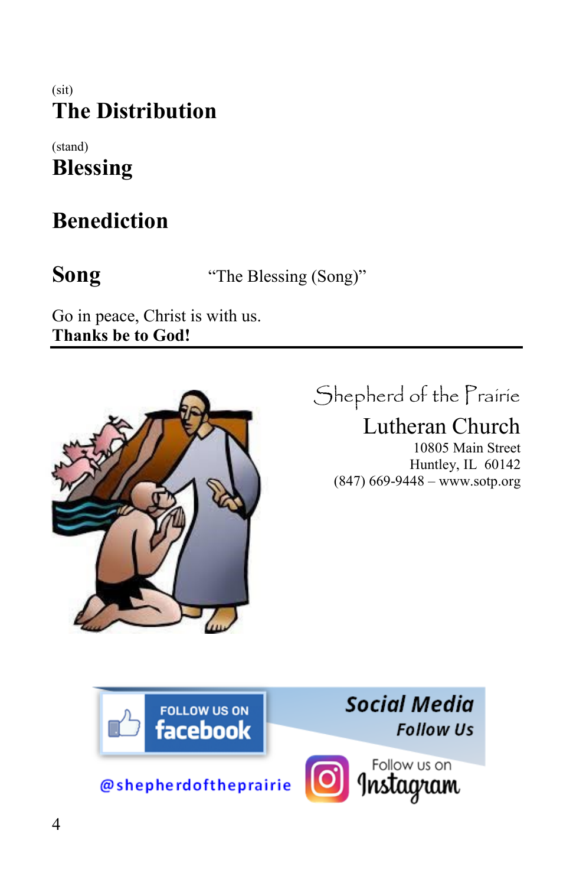(sit)

## The Distribution

(stand)

## Blessing

## Benediction

## Song

"The Blessing (Song)"

Go in peace, Christ is with us.
**Thanks be to God!**

---

Shepherd of the Prairie

Lutheran Church

10805 Main Street
Huntley, IL 60142
(847) 669-9448 – www.sotp.org

FOLLOW US ON facebook

Social Media
Follow Us

@shepherdoftheprairie

Follow us on Instagram